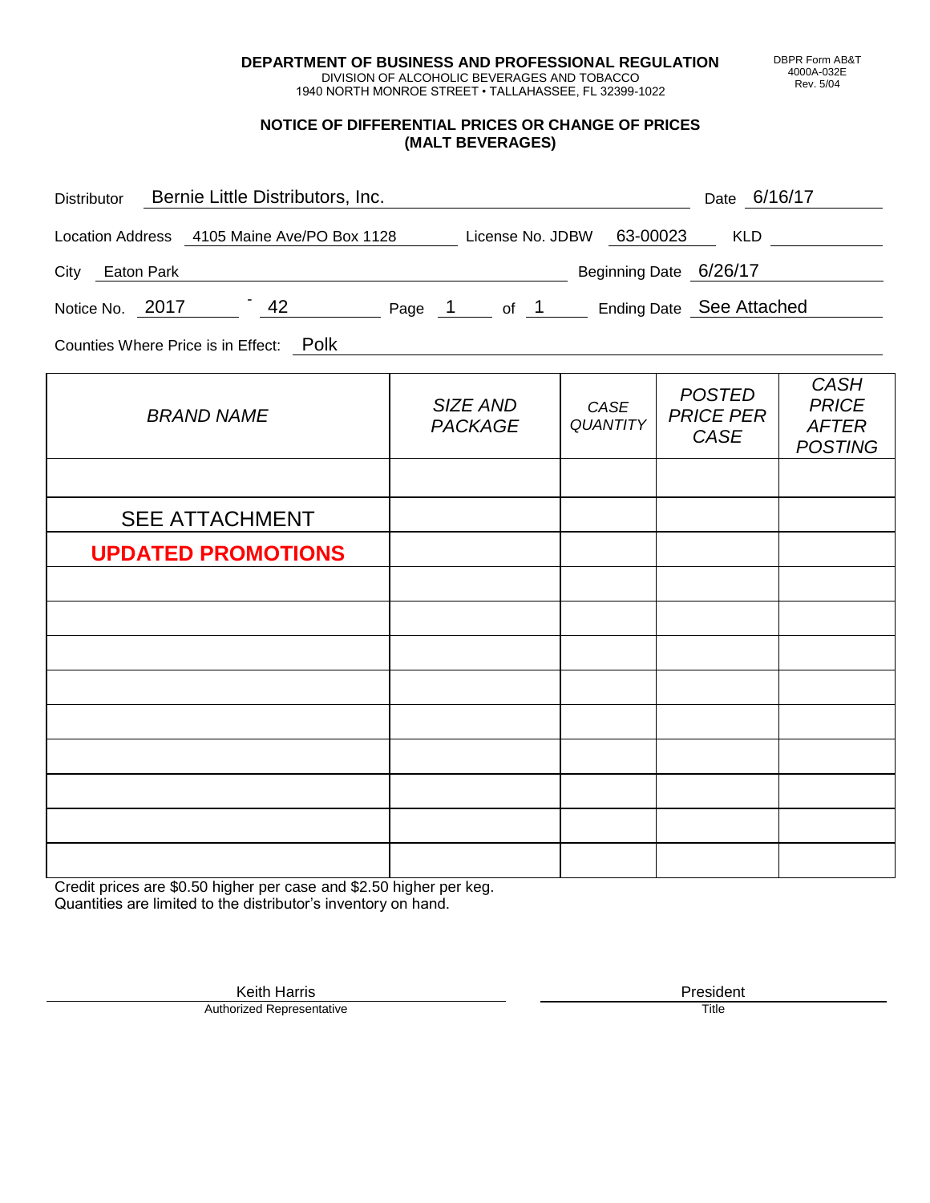**DEPARTMENT OF BUSINESS AND PROFESSIONAL REGULATION**
DIVISION OF ALCOHOLIC BEVERAGES AND TOBACCO
1940 NORTH MONROE STREET • TALLAHASSEE, FL 32399-1022

DBPR Form AB&T
4000A-032E
Rev. 5/04

## NOTICE OF DIFFERENTIAL PRICES OR CHANGE OF PRICES (MALT BEVERAGES)

Distributor: Bernie Little Distributors, Inc. Date: 6/16/17

Location Address: 4105 Maine Ave/PO Box 1128 License No. JDBW 63-00023 KLD

City: Eaton Park Beginning Date: 6/26/17

Notice No. 2017 - 42 Page 1 of 1 Ending Date: See Attached

Counties Where Price is in Effect: Polk

| *BRAND NAME* | *SIZE AND PACKAGE* | *CASE QUANTITY* | *POSTED PRICE PER CASE* | *CASH PRICE AFTER POSTING* |
|---|---|---|---|---|
| | | | | |
| SEE ATTACHMENT | | | | |
| **UPDATED PROMOTIONS** | | | | |
| | | | | |
| | | | | |
| | | | | |
| | | | | |
| | | | | |
| | | | | |
| | | | | |
| | | | | |
| | | | | |

Credit prices are $0.50 higher per case and $2.50 higher per keg.
Quantities are limited to the distributor's inventory on hand.

Keith Harris
Authorized Representative

President
Title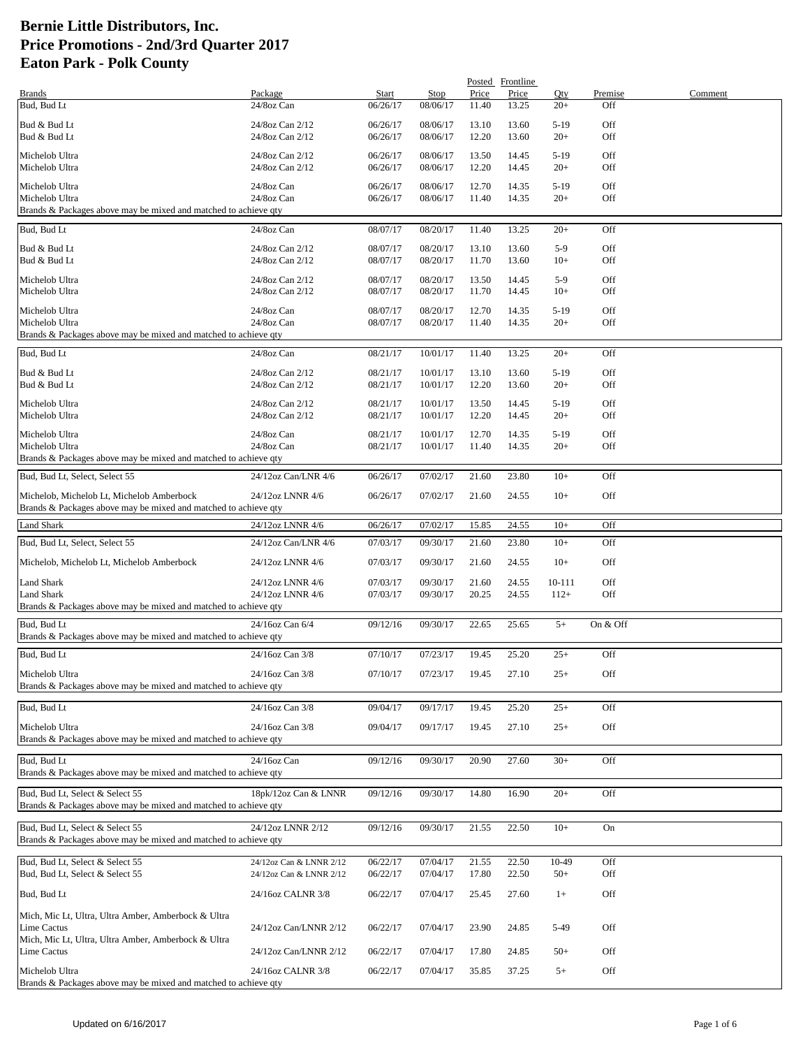# Bernie Little Distributors, Inc.
# Price Promotions - 2nd/3rd Quarter 2017
# Eaton Park - Polk County

| Brands | Package | Start | Stop | Posted Price | Frontline Price | Qty | Premise | Comment |
|---|---|---|---|---|---|---|---|---|
| Bud, Bud Lt | 24/8oz Can | 06/26/17 | 08/06/17 | 11.40 | 13.25 | 20+ | Off | |
| Bud & Bud Lt | 24/8oz Can 2/12 | 06/26/17 | 08/06/17 | 13.10 | 13.60 | 5-19 | Off | |
| Bud & Bud Lt | 24/8oz Can 2/12 | 06/26/17 | 08/06/17 | 12.20 | 13.60 | 20+ | Off | |
| Michelob Ultra | 24/8oz Can 2/12 | 06/26/17 | 08/06/17 | 13.50 | 14.45 | 5-19 | Off | |
| Michelob Ultra | 24/8oz Can 2/12 | 06/26/17 | 08/06/17 | 12.20 | 14.45 | 20+ | Off | |
| Michelob Ultra | 24/8oz Can | 06/26/17 | 08/06/17 | 12.70 | 14.35 | 5-19 | Off | |
| Michelob Ultra | 24/8oz Can | 06/26/17 | 08/06/17 | 11.40 | 14.35 | 20+ | Off | |
| Brands & Packages above may be mixed and matched to achieve qty | | | | | | | | |
| Bud, Bud Lt | 24/8oz Can | 08/07/17 | 08/20/17 | 11.40 | 13.25 | 20+ | Off | |
| Bud & Bud Lt | 24/8oz Can 2/12 | 08/07/17 | 08/20/17 | 13.10 | 13.60 | 5-9 | Off | |
| Bud & Bud Lt | 24/8oz Can 2/12 | 08/07/17 | 08/20/17 | 11.70 | 13.60 | 10+ | Off | |
| Michelob Ultra | 24/8oz Can 2/12 | 08/07/17 | 08/20/17 | 13.50 | 14.45 | 5-9 | Off | |
| Michelob Ultra | 24/8oz Can 2/12 | 08/07/17 | 08/20/17 | 11.70 | 14.45 | 10+ | Off | |
| Michelob Ultra | 24/8oz Can | 08/07/17 | 08/20/17 | 12.70 | 14.35 | 5-19 | Off | |
| Michelob Ultra | 24/8oz Can | 08/07/17 | 08/20/17 | 11.40 | 14.35 | 20+ | Off | |
| Brands & Packages above may be mixed and matched to achieve qty | | | | | | | | |
| Bud, Bud Lt | 24/8oz Can | 08/21/17 | 10/01/17 | 11.40 | 13.25 | 20+ | Off | |
| Bud & Bud Lt | 24/8oz Can 2/12 | 08/21/17 | 10/01/17 | 13.10 | 13.60 | 5-19 | Off | |
| Bud & Bud Lt | 24/8oz Can 2/12 | 08/21/17 | 10/01/17 | 12.20 | 13.60 | 20+ | Off | |
| Michelob Ultra | 24/8oz Can 2/12 | 08/21/17 | 10/01/17 | 13.50 | 14.45 | 5-19 | Off | |
| Michelob Ultra | 24/8oz Can 2/12 | 08/21/17 | 10/01/17 | 12.20 | 14.45 | 20+ | Off | |
| Michelob Ultra | 24/8oz Can | 08/21/17 | 10/01/17 | 12.70 | 14.35 | 5-19 | Off | |
| Michelob Ultra | 24/8oz Can | 08/21/17 | 10/01/17 | 11.40 | 14.35 | 20+ | Off | |
| Brands & Packages above may be mixed and matched to achieve qty | | | | | | | | |
| Bud, Bud Lt, Select, Select 55 | 24/12oz Can/LNR 4/6 | 06/26/17 | 07/02/17 | 21.60 | 23.80 | 10+ | Off | |
| Michelob, Michelob Lt, Michelob Amberbock | 24/12oz LNNR 4/6 | 06/26/17 | 07/02/17 | 21.60 | 24.55 | 10+ | Off | |
| Brands & Packages above may be mixed and matched to achieve qty | | | | | | | | |
| Land Shark | 24/12oz LNNR 4/6 | 06/26/17 | 07/02/17 | 15.85 | 24.55 | 10+ | Off | |
| Bud, Bud Lt, Select, Select 55 | 24/12oz Can/LNR 4/6 | 07/03/17 | 09/30/17 | 21.60 | 23.80 | 10+ | Off | |
| Michelob, Michelob Lt, Michelob Amberbock | 24/12oz LNNR 4/6 | 07/03/17 | 09/30/17 | 21.60 | 24.55 | 10+ | Off | |
| Land Shark | 24/12oz LNNR 4/6 | 07/03/17 | 09/30/17 | 21.60 | 24.55 | 10-111 | Off | |
| Land Shark | 24/12oz LNNR 4/6 | 07/03/17 | 09/30/17 | 20.25 | 24.55 | 112+ | Off | |
| Brands & Packages above may be mixed and matched to achieve qty | | | | | | | | |
| Bud, Bud Lt | 24/16oz Can 6/4 | 09/12/16 | 09/30/17 | 22.65 | 25.65 | 5+ | On & Off | |
| Brands & Packages above may be mixed and matched to achieve qty | | | | | | | | |
| Bud, Bud Lt | 24/16oz Can 3/8 | 07/10/17 | 07/23/17 | 19.45 | 25.20 | 25+ | Off | |
| Michelob Ultra | 24/16oz Can 3/8 | 07/10/17 | 07/23/17 | 19.45 | 27.10 | 25+ | Off | |
| Brands & Packages above may be mixed and matched to achieve qty | | | | | | | | |
| Bud, Bud Lt | 24/16oz Can 3/8 | 09/04/17 | 09/17/17 | 19.45 | 25.20 | 25+ | Off | |
| Michelob Ultra | 24/16oz Can 3/8 | 09/04/17 | 09/17/17 | 19.45 | 27.10 | 25+ | Off | |
| Brands & Packages above may be mixed and matched to achieve qty | | | | | | | | |
| Bud, Bud Lt | 24/16oz Can | 09/12/16 | 09/30/17 | 20.90 | 27.60 | 30+ | Off | |
| Brands & Packages above may be mixed and matched to achieve qty | | | | | | | | |
| Bud, Bud Lt, Select & Select 55 | 18pk/12oz Can & LNNR | 09/12/16 | 09/30/17 | 14.80 | 16.90 | 20+ | Off | |
| Brands & Packages above may be mixed and matched to achieve qty | | | | | | | | |
| Bud, Bud Lt, Select & Select 55 | 24/12oz LNNR 2/12 | 09/12/16 | 09/30/17 | 21.55 | 22.50 | 10+ | On | |
| Brands & Packages above may be mixed and matched to achieve qty | | | | | | | | |
| Bud, Bud Lt, Select & Select 55 | 24/12oz Can & LNNR 2/12 | 06/22/17 | 07/04/17 | 21.55 | 22.50 | 10-49 | Off | |
| Bud, Bud Lt, Select & Select 55 | 24/12oz Can & LNNR 2/12 | 06/22/17 | 07/04/17 | 17.80 | 22.50 | 50+ | Off | |
| Bud, Bud Lt | 24/16oz CALNR 3/8 | 06/22/17 | 07/04/17 | 25.45 | 27.60 | 1+ | Off | |
| Mich, Mic Lt, Ultra, Ultra Amber, Amberbock & Ultra Lime Cactus | 24/12oz Can/LNNR 2/12 | 06/22/17 | 07/04/17 | 23.90 | 24.85 | 5-49 | Off | |
| Mich, Mic Lt, Ultra, Ultra Amber, Amberbock & Ultra Lime Cactus | 24/12oz Can/LNNR 2/12 | 06/22/17 | 07/04/17 | 17.80 | 24.85 | 50+ | Off | |
| Michelob Ultra | 24/16oz CALNR 3/8 | 06/22/17 | 07/04/17 | 35.85 | 37.25 | 5+ | Off | |
| Brands & Packages above may be mixed and matched to achieve qty | | | | | | | | |

Updated on 6/16/2017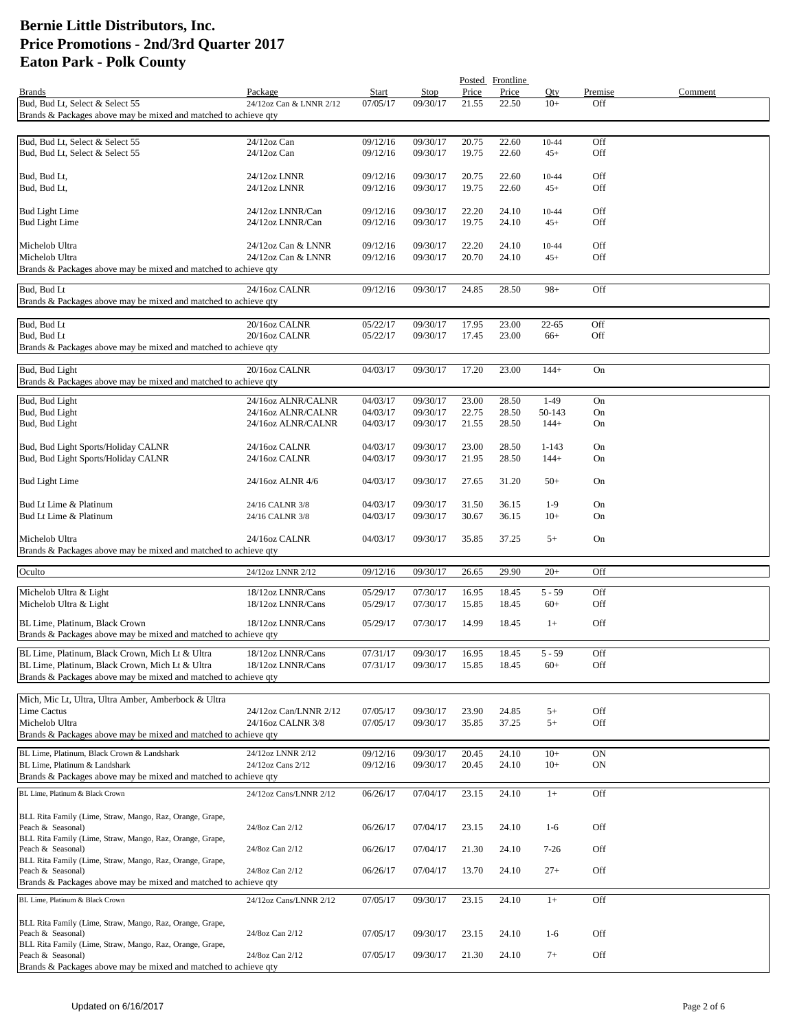# Bernie Little Distributors, Inc.
# Price Promotions - 2nd/3rd Quarter 2017
# Eaton Park - Polk County

| Brands | Package | Start | Stop | Posted Price | Frontline Price | Qty | Premise | Comment |
|---|---|---|---|---|---|---|---|---|
| Bud, Bud Lt, Select & Select 55 | 24/12oz Can & LNNR 2/12 | 07/05/17 | 09/30/17 | 21.55 | 22.50 | 10+ | Off | |
| Brands & Packages above may be mixed and matched to achieve qty | | | | | | | | |
| Bud, Bud Lt, Select & Select 55 | 24/12oz Can | 09/12/16 | 09/30/17 | 20.75 | 22.60 | 10-44 | Off | |
| Bud, Bud Lt, Select & Select 55 | 24/12oz Can | 09/12/16 | 09/30/17 | 19.75 | 22.60 | 45+ | Off | |
| Bud, Bud Lt, | 24/12oz LNNR | 09/12/16 | 09/30/17 | 20.75 | 22.60 | 10-44 | Off | |
| Bud, Bud Lt, | 24/12oz LNNR | 09/12/16 | 09/30/17 | 19.75 | 22.60 | 45+ | Off | |
| Bud Light Lime | 24/12oz LNNR/Can | 09/12/16 | 09/30/17 | 22.20 | 24.10 | 10-44 | Off | |
| Bud Light Lime | 24/12oz LNNR/Can | 09/12/16 | 09/30/17 | 19.75 | 24.10 | 45+ | Off | |
| Michelob Ultra | 24/12oz Can & LNNR | 09/12/16 | 09/30/17 | 22.20 | 24.10 | 10-44 | Off | |
| Michelob Ultra | 24/12oz Can & LNNR | 09/12/16 | 09/30/17 | 20.70 | 24.10 | 45+ | Off | |
| Brands & Packages above may be mixed and matched to achieve qty | | | | | | | | |
| Bud, Bud Lt | 24/16oz CALNR | 09/12/16 | 09/30/17 | 24.85 | 28.50 | 98+ | Off | |
| Brands & Packages above may be mixed and matched to achieve qty | | | | | | | | |
| Bud, Bud Lt | 20/16oz CALNR | 05/22/17 | 09/30/17 | 17.95 | 23.00 | 22-65 | Off | |
| Bud, Bud Lt | 20/16oz CALNR | 05/22/17 | 09/30/17 | 17.45 | 23.00 | 66+ | Off | |
| Brands & Packages above may be mixed and matched to achieve qty | | | | | | | | |
| Bud, Bud Light | 20/16oz CALNR | 04/03/17 | 09/30/17 | 17.20 | 23.00 | 144+ | On | |
| Brands & Packages above may be mixed and matched to achieve qty | | | | | | | | |
| Bud, Bud Light | 24/16oz ALNR/CALNR | 04/03/17 | 09/30/17 | 23.00 | 28.50 | 1-49 | On | |
| Bud, Bud Light | 24/16oz ALNR/CALNR | 04/03/17 | 09/30/17 | 22.75 | 28.50 | 50-143 | On | |
| Bud, Bud Light | 24/16oz ALNR/CALNR | 04/03/17 | 09/30/17 | 21.55 | 28.50 | 144+ | On | |
| Bud, Bud Light Sports/Holiday CALNR | 24/16oz CALNR | 04/03/17 | 09/30/17 | 23.00 | 28.50 | 1-143 | On | |
| Bud, Bud Light Sports/Holiday CALNR | 24/16oz CALNR | 04/03/17 | 09/30/17 | 21.95 | 28.50 | 144+ | On | |
| Bud Light Lime | 24/16oz ALNR 4/6 | 04/03/17 | 09/30/17 | 27.65 | 31.20 | 50+ | On | |
| Bud Lt Lime & Platinum | 24/16 CALNR 3/8 | 04/03/17 | 09/30/17 | 31.50 | 36.15 | 1-9 | On | |
| Bud Lt Lime & Platinum | 24/16 CALNR 3/8 | 04/03/17 | 09/30/17 | 30.67 | 36.15 | 10+ | On | |
| Michelob Ultra | 24/16oz CALNR | 04/03/17 | 09/30/17 | 35.85 | 37.25 | 5+ | On | |
| Brands & Packages above may be mixed and matched to achieve qty | | | | | | | | |
| Oculto | 24/12oz LNNR 2/12 | 09/12/16 | 09/30/17 | 26.65 | 29.90 | 20+ | Off | |
| Michelob Ultra & Light | 18/12oz LNNR/Cans | 05/29/17 | 07/30/17 | 16.95 | 18.45 | 5 - 59 | Off | |
| Michelob Ultra & Light | 18/12oz LNNR/Cans | 05/29/17 | 07/30/17 | 15.85 | 18.45 | 60+ | Off | |
| BL Lime, Platinum, Black Crown | 18/12oz LNNR/Cans | 05/29/17 | 07/30/17 | 14.99 | 18.45 | 1+ | Off | |
| Brands & Packages above may be mixed and matched to achieve qty | | | | | | | | |
| BL Lime, Platinum, Black Crown, Mich Lt & Ultra | 18/12oz LNNR/Cans | 07/31/17 | 09/30/17 | 16.95 | 18.45 | 5 - 59 | Off | |
| BL Lime, Platinum, Black Crown, Mich Lt & Ultra | 18/12oz LNNR/Cans | 07/31/17 | 09/30/17 | 15.85 | 18.45 | 60+ | Off | |
| Brands & Packages above may be mixed and matched to achieve qty | | | | | | | | |
| Mich, Mic Lt, Ultra, Ultra Amber, Amberbock & Ultra Lime Cactus | 24/12oz Can/LNNR 2/12 | 07/05/17 | 09/30/17 | 23.90 | 24.85 | 5+ | Off | |
| Michelob Ultra | 24/16oz CALNR 3/8 | 07/05/17 | 09/30/17 | 35.85 | 37.25 | 5+ | Off | |
| Brands & Packages above may be mixed and matched to achieve qty | | | | | | | | |
| BL Lime, Platinum, Black Crown & Landshark | 24/12oz LNNR 2/12 | 09/12/16 | 09/30/17 | 20.45 | 24.10 | 10+ | ON | |
| BL Lime, Platinum & Landshark | 24/12oz Cans 2/12 | 09/12/16 | 09/30/17 | 20.45 | 24.10 | 10+ | ON | |
| Brands & Packages above may be mixed and matched to achieve qty | | | | | | | | |
| BL Lime, Platinum & Black Crown | 24/12oz Cans/LNNR 2/12 | 06/26/17 | 07/04/17 | 23.15 | 24.10 | 1+ | Off | |
| BLL Rita Family (Lime, Straw, Mango, Raz, Orange, Grape, Peach & Seasonal) | 24/8oz Can 2/12 | 06/26/17 | 07/04/17 | 23.15 | 24.10 | 1-6 | Off | |
| BLL Rita Family (Lime, Straw, Mango, Raz, Orange, Grape, Peach & Seasonal) | 24/8oz Can 2/12 | 06/26/17 | 07/04/17 | 21.30 | 24.10 | 7-26 | Off | |
| BLL Rita Family (Lime, Straw, Mango, Raz, Orange, Grape, Peach & Seasonal) | 24/8oz Can 2/12 | 06/26/17 | 07/04/17 | 13.70 | 24.10 | 27+ | Off | |
| Brands & Packages above may be mixed and matched to achieve qty | | | | | | | | |
| BL Lime, Platinum & Black Crown | 24/12oz Cans/LNNR 2/12 | 07/05/17 | 09/30/17 | 23.15 | 24.10 | 1+ | Off | |
| BLL Rita Family (Lime, Straw, Mango, Raz, Orange, Grape, Peach & Seasonal) | 24/8oz Can 2/12 | 07/05/17 | 09/30/17 | 23.15 | 24.10 | 1-6 | Off | |
| BLL Rita Family (Lime, Straw, Mango, Raz, Orange, Grape, Peach & Seasonal) | 24/8oz Can 2/12 | 07/05/17 | 09/30/17 | 21.30 | 24.10 | 7+ | Off | |
| Brands & Packages above may be mixed and matched to achieve qty | | | | | | | | |

Updated on 6/16/2017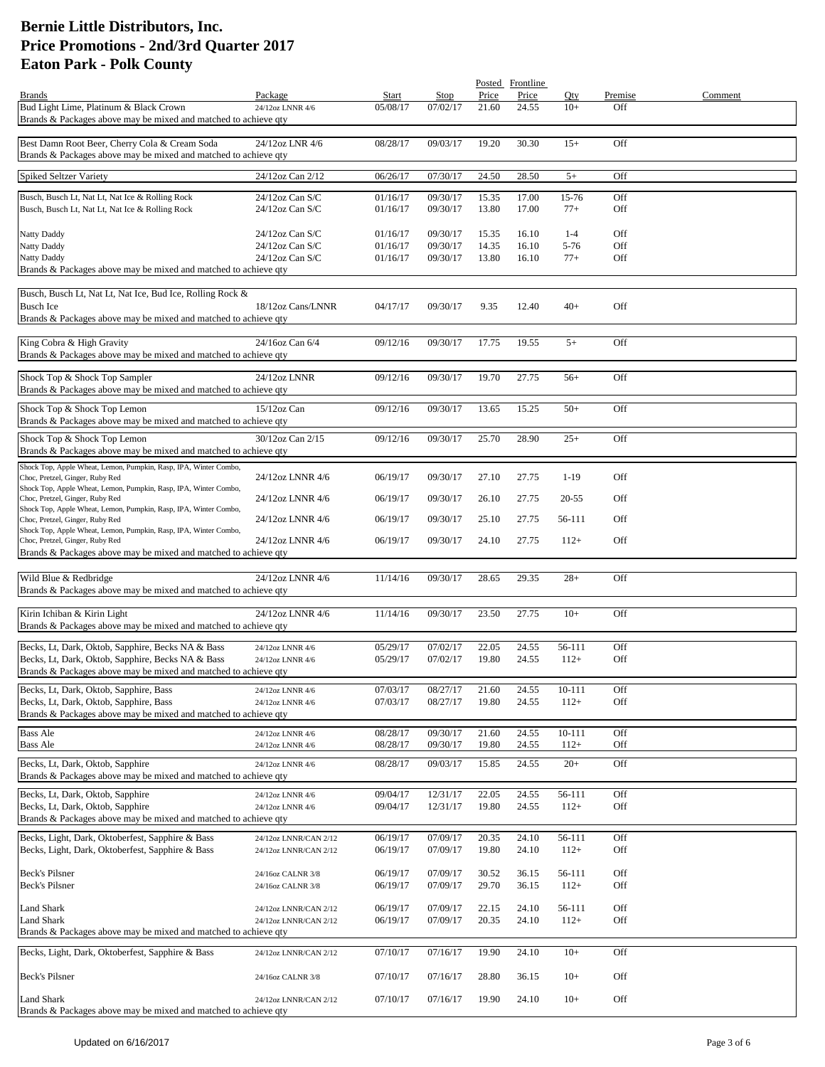# Bernie Little Distributors, Inc.
# Price Promotions - 2nd/3rd Quarter 2017
# Eaton Park - Polk County

| Brands | Package | Start | Stop | Posted Price | Frontline Price | Qty | Premise | Comment |
|---|---|---|---|---|---|---|---|---|
| Bud Light Lime, Platinum & Black Crown | 24/12oz LNNR 4/6 | 05/08/17 | 07/02/17 | 21.60 | 24.55 | 10+ | Off | |
| Brands & Packages above may be mixed and matched to achieve qty | | | | | | | | |
| Best Damn Root Beer, Cherry Cola & Cream Soda | 24/12oz LNR 4/6 | 08/28/17 | 09/03/17 | 19.20 | 30.30 | 15+ | Off | |
| Brands & Packages above may be mixed and matched to achieve qty | | | | | | | | |
| Spiked Seltzer Variety | 24/12oz Can 2/12 | 06/26/17 | 07/30/17 | 24.50 | 28.50 | 5+ | Off | |
| Busch, Busch Lt, Nat Lt, Nat Ice & Rolling Rock | 24/12oz Can S/C | 01/16/17 | 09/30/17 | 15.35 | 17.00 | 15-76 | Off | |
| Busch, Busch Lt, Nat Lt, Nat Ice & Rolling Rock | 24/12oz Can S/C | 01/16/17 | 09/30/17 | 13.80 | 17.00 | 77+ | Off | |
| Natty Daddy | 24/12oz Can S/C | 01/16/17 | 09/30/17 | 15.35 | 16.10 | 1-4 | Off | |
| Natty Daddy | 24/12oz Can S/C | 01/16/17 | 09/30/17 | 14.35 | 16.10 | 5-76 | Off | |
| Natty Daddy | 24/12oz Can S/C | 01/16/17 | 09/30/17 | 13.80 | 16.10 | 77+ | Off | |
| Brands & Packages above may be mixed and matched to achieve qty | | | | | | | | |
| Busch, Busch Lt, Nat Lt, Nat Ice, Bud Ice, Rolling Rock & Busch Ice | 18/12oz Cans/LNNR | 04/17/17 | 09/30/17 | 9.35 | 12.40 | 40+ | Off | |
| Brands & Packages above may be mixed and matched to achieve qty | | | | | | | | |
| King Cobra & High Gravity | 24/16oz Can 6/4 | 09/12/16 | 09/30/17 | 17.75 | 19.55 | 5+ | Off | |
| Brands & Packages above may be mixed and matched to achieve qty | | | | | | | | |
| Shock Top & Shock Top Sampler | 24/12oz LNNR | 09/12/16 | 09/30/17 | 19.70 | 27.75 | 56+ | Off | |
| Brands & Packages above may be mixed and matched to achieve qty | | | | | | | | |
| Shock Top & Shock Top Lemon | 15/12oz Can | 09/12/16 | 09/30/17 | 13.65 | 15.25 | 50+ | Off | |
| Brands & Packages above may be mixed and matched to achieve qty | | | | | | | | |
| Shock Top & Shock Top Lemon | 30/12oz Can 2/15 | 09/12/16 | 09/30/17 | 25.70 | 28.90 | 25+ | Off | |
| Brands & Packages above may be mixed and matched to achieve qty | | | | | | | | |
| Shock Top, Apple Wheat, Lemon, Pumpkin, Rasp, IPA, Winter Combo, Choc, Pretzel, Ginger, Ruby Red | 24/12oz LNNR 4/6 | 06/19/17 | 09/30/17 | 27.10 | 27.75 | 1-19 | Off | |
| Shock Top, Apple Wheat, Lemon, Pumpkin, Rasp, IPA, Winter Combo, Choc, Pretzel, Ginger, Ruby Red | 24/12oz LNNR 4/6 | 06/19/17 | 09/30/17 | 26.10 | 27.75 | 20-55 | Off | |
| Shock Top, Apple Wheat, Lemon, Pumpkin, Rasp, IPA, Winter Combo, Choc, Pretzel, Ginger, Ruby Red | 24/12oz LNNR 4/6 | 06/19/17 | 09/30/17 | 25.10 | 27.75 | 56-111 | Off | |
| Shock Top, Apple Wheat, Lemon, Pumpkin, Rasp, IPA, Winter Combo, Choc, Pretzel, Ginger, Ruby Red | 24/12oz LNNR 4/6 | 06/19/17 | 09/30/17 | 24.10 | 27.75 | 112+ | Off | |
| Brands & Packages above may be mixed and matched to achieve qty | | | | | | | | |
| Wild Blue & Redbridge | 24/12oz LNNR 4/6 | 11/14/16 | 09/30/17 | 28.65 | 29.35 | 28+ | Off | |
| Brands & Packages above may be mixed and matched to achieve qty | | | | | | | | |
| Kirin Ichiban & Kirin Light | 24/12oz LNNR 4/6 | 11/14/16 | 09/30/17 | 23.50 | 27.75 | 10+ | Off | |
| Brands & Packages above may be mixed and matched to achieve qty | | | | | | | | |
| Becks, Lt, Dark, Oktob, Sapphire, Becks NA & Bass | 24/12oz LNNR 4/6 | 05/29/17 | 07/02/17 | 22.05 | 24.55 | 56-111 | Off | |
| Becks, Lt, Dark, Oktob, Sapphire, Becks NA & Bass | 24/12oz LNNR 4/6 | 05/29/17 | 07/02/17 | 19.80 | 24.55 | 112+ | Off | |
| Brands & Packages above may be mixed and matched to achieve qty | | | | | | | | |
| Becks, Lt, Dark, Oktob, Sapphire, Bass | 24/12oz LNNR 4/6 | 07/03/17 | 08/27/17 | 21.60 | 24.55 | 10-111 | Off | |
| Becks, Lt, Dark, Oktob, Sapphire, Bass | 24/12oz LNNR 4/6 | 07/03/17 | 08/27/17 | 19.80 | 24.55 | 112+ | Off | |
| Brands & Packages above may be mixed and matched to achieve qty | | | | | | | | |
| Bass Ale | 24/12oz LNNR 4/6 | 08/28/17 | 09/30/17 | 21.60 | 24.55 | 10-111 | Off | |
| Bass Ale | 24/12oz LNNR 4/6 | 08/28/17 | 09/30/17 | 19.80 | 24.55 | 112+ | Off | |
| Becks, Lt, Dark, Oktob, Sapphire | 24/12oz LNNR 4/6 | 08/28/17 | 09/03/17 | 15.85 | 24.55 | 20+ | Off | |
| Brands & Packages above may be mixed and matched to achieve qty | | | | | | | | |
| Becks, Lt, Dark, Oktob, Sapphire | 24/12oz LNNR 4/6 | 09/04/17 | 12/31/17 | 22.05 | 24.55 | 56-111 | Off | |
| Becks, Lt, Dark, Oktob, Sapphire | 24/12oz LNNR 4/6 | 09/04/17 | 12/31/17 | 19.80 | 24.55 | 112+ | Off | |
| Brands & Packages above may be mixed and matched to achieve qty | | | | | | | | |
| Becks, Light, Dark, Oktoberfest, Sapphire & Bass | 24/12oz LNNR/CAN 2/12 | 06/19/17 | 07/09/17 | 20.35 | 24.10 | 56-111 | Off | |
| Becks, Light, Dark, Oktoberfest, Sapphire & Bass | 24/12oz LNNR/CAN 2/12 | 06/19/17 | 07/09/17 | 19.80 | 24.10 | 112+ | Off | |
| Beck's Pilsner | 24/16oz CALNR 3/8 | 06/19/17 | 07/09/17 | 30.52 | 36.15 | 56-111 | Off | |
| Beck's Pilsner | 24/16oz CALNR 3/8 | 06/19/17 | 07/09/17 | 29.70 | 36.15 | 112+ | Off | |
| Land Shark | 24/12oz LNNR/CAN 2/12 | 06/19/17 | 07/09/17 | 22.15 | 24.10 | 56-111 | Off | |
| Land Shark | 24/12oz LNNR/CAN 2/12 | 06/19/17 | 07/09/17 | 20.35 | 24.10 | 112+ | Off | |
| Brands & Packages above may be mixed and matched to achieve qty | | | | | | | | |
| Becks, Light, Dark, Oktoberfest, Sapphire & Bass | 24/12oz LNNR/CAN 2/12 | 07/10/17 | 07/16/17 | 19.90 | 24.10 | 10+ | Off | |
| Beck's Pilsner | 24/16oz CALNR 3/8 | 07/10/17 | 07/16/17 | 28.80 | 36.15 | 10+ | Off | |
| Land Shark | 24/12oz LNNR/CAN 2/12 | 07/10/17 | 07/16/17 | 19.90 | 24.10 | 10+ | Off | |
| Brands & Packages above may be mixed and matched to achieve qty | | | | | | | | |

Updated on 6/16/2017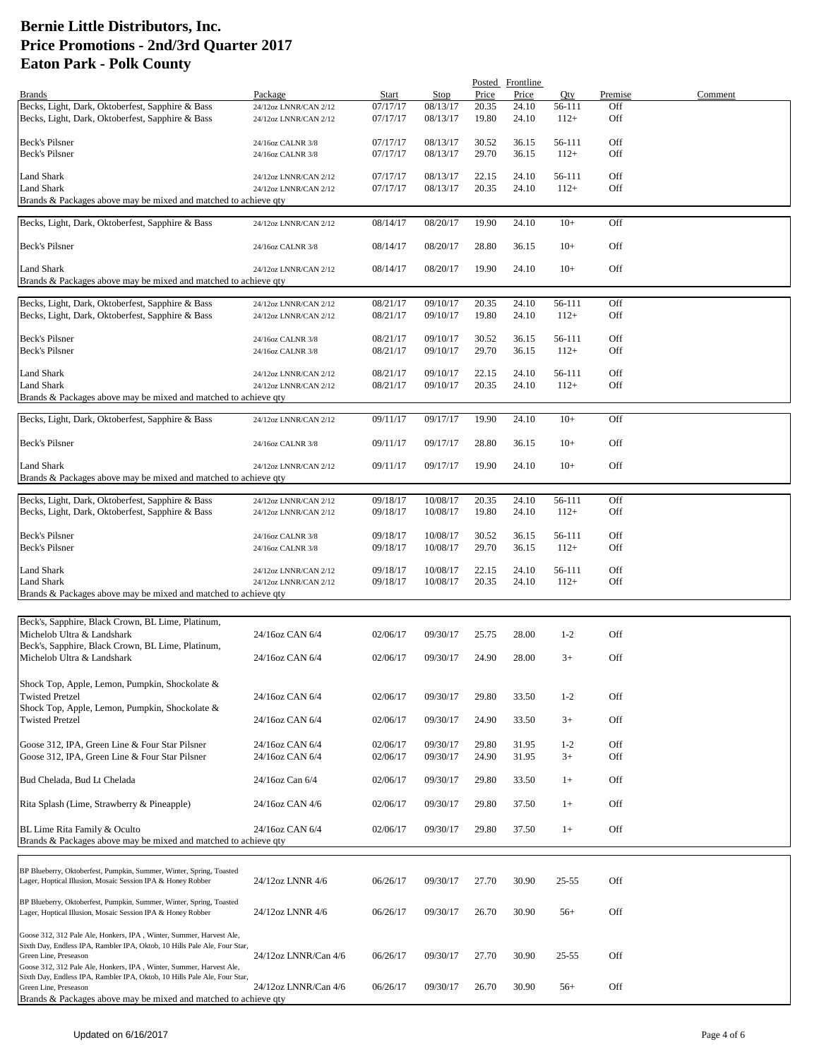# Bernie Little Distributors, Inc.
# Price Promotions - 2nd/3rd Quarter 2017
# Eaton Park - Polk County

| Brands | Package | Start | Stop | Posted Price | Frontline Price | Qty | Premise | Comment |
|---|---|---|---|---|---|---|---|---|
| Becks, Light, Dark, Oktoberfest, Sapphire & Bass | 24/12oz LNNR/CAN 2/12 | 07/17/17 | 08/13/17 | 20.35 | 24.10 | 56-111 | Off | |
| Becks, Light, Dark, Oktoberfest, Sapphire & Bass | 24/12oz LNNR/CAN 2/12 | 07/17/17 | 08/13/17 | 19.80 | 24.10 | 112+ | Off | |
| Beck's Pilsner | 24/16oz CALNR 3/8 | 07/17/17 | 08/13/17 | 30.52 | 36.15 | 56-111 | Off | |
| Beck's Pilsner | 24/16oz CALNR 3/8 | 07/17/17 | 08/13/17 | 29.70 | 36.15 | 112+ | Off | |
| Land Shark | 24/12oz LNNR/CAN 2/12 | 07/17/17 | 08/13/17 | 22.15 | 24.10 | 56-111 | Off | |
| Land Shark | 24/12oz LNNR/CAN 2/12 | 07/17/17 | 08/13/17 | 20.35 | 24.10 | 112+ | Off | |
| Brands & Packages above may be mixed and matched to achieve qty | | | | | | | | |
| Becks, Light, Dark, Oktoberfest, Sapphire & Bass | 24/12oz LNNR/CAN 2/12 | 08/14/17 | 08/20/17 | 19.90 | 24.10 | 10+ | Off | |
| Beck's Pilsner | 24/16oz CALNR 3/8 | 08/14/17 | 08/20/17 | 28.80 | 36.15 | 10+ | Off | |
| Land Shark | 24/12oz LNNR/CAN 2/12 | 08/14/17 | 08/20/17 | 19.90 | 24.10 | 10+ | Off | |
| Brands & Packages above may be mixed and matched to achieve qty | | | | | | | | |
| Becks, Light, Dark, Oktoberfest, Sapphire & Bass | 24/12oz LNNR/CAN 2/12 | 08/21/17 | 09/10/17 | 20.35 | 24.10 | 56-111 | Off | |
| Becks, Light, Dark, Oktoberfest, Sapphire & Bass | 24/12oz LNNR/CAN 2/12 | 08/21/17 | 09/10/17 | 19.80 | 24.10 | 112+ | Off | |
| Beck's Pilsner | 24/16oz CALNR 3/8 | 08/21/17 | 09/10/17 | 30.52 | 36.15 | 56-111 | Off | |
| Beck's Pilsner | 24/16oz CALNR 3/8 | 08/21/17 | 09/10/17 | 29.70 | 36.15 | 112+ | Off | |
| Land Shark | 24/12oz LNNR/CAN 2/12 | 08/21/17 | 09/10/17 | 22.15 | 24.10 | 56-111 | Off | |
| Land Shark | 24/12oz LNNR/CAN 2/12 | 08/21/17 | 09/10/17 | 20.35 | 24.10 | 112+ | Off | |
| Brands & Packages above may be mixed and matched to achieve qty | | | | | | | | |
| Becks, Light, Dark, Oktoberfest, Sapphire & Bass | 24/12oz LNNR/CAN 2/12 | 09/11/17 | 09/17/17 | 19.90 | 24.10 | 10+ | Off | |
| Beck's Pilsner | 24/16oz CALNR 3/8 | 09/11/17 | 09/17/17 | 28.80 | 36.15 | 10+ | Off | |
| Land Shark | 24/12oz LNNR/CAN 2/12 | 09/11/17 | 09/17/17 | 19.90 | 24.10 | 10+ | Off | |
| Brands & Packages above may be mixed and matched to achieve qty | | | | | | | | |
| Becks, Light, Dark, Oktoberfest, Sapphire & Bass | 24/12oz LNNR/CAN 2/12 | 09/18/17 | 10/08/17 | 20.35 | 24.10 | 56-111 | Off | |
| Becks, Light, Dark, Oktoberfest, Sapphire & Bass | 24/12oz LNNR/CAN 2/12 | 09/18/17 | 10/08/17 | 19.80 | 24.10 | 112+ | Off | |
| Beck's Pilsner | 24/16oz CALNR 3/8 | 09/18/17 | 10/08/17 | 30.52 | 36.15 | 56-111 | Off | |
| Beck's Pilsner | 24/16oz CALNR 3/8 | 09/18/17 | 10/08/17 | 29.70 | 36.15 | 112+ | Off | |
| Land Shark | 24/12oz LNNR/CAN 2/12 | 09/18/17 | 10/08/17 | 22.15 | 24.10 | 56-111 | Off | |
| Land Shark | 24/12oz LNNR/CAN 2/12 | 09/18/17 | 10/08/17 | 20.35 | 24.10 | 112+ | Off | |
| Brands & Packages above may be mixed and matched to achieve qty | | | | | | | | |
| Beck's, Sapphire, Black Crown, BL Lime, Platinum, Michelob Ultra & Landshark | 24/16oz CAN 6/4 | 02/06/17 | 09/30/17 | 25.75 | 28.00 | 1-2 | Off | |
| Beck's, Sapphire, Black Crown, BL Lime, Platinum, Michelob Ultra & Landshark | 24/16oz CAN 6/4 | 02/06/17 | 09/30/17 | 24.90 | 28.00 | 3+ | Off | |
| Shock Top, Apple, Lemon, Pumpkin, Shockolate & Twisted Pretzel | 24/16oz CAN 6/4 | 02/06/17 | 09/30/17 | 29.80 | 33.50 | 1-2 | Off | |
| Shock Top, Apple, Lemon, Pumpkin, Shockolate & Twisted Pretzel | 24/16oz CAN 6/4 | 02/06/17 | 09/30/17 | 24.90 | 33.50 | 3+ | Off | |
| Goose 312, IPA, Green Line & Four Star Pilsner | 24/16oz CAN 6/4 | 02/06/17 | 09/30/17 | 29.80 | 31.95 | 1-2 | Off | |
| Goose 312, IPA, Green Line & Four Star Pilsner | 24/16oz CAN 6/4 | 02/06/17 | 09/30/17 | 24.90 | 31.95 | 3+ | Off | |
| Bud Chelada, Bud Lt Chelada | 24/16oz Can 6/4 | 02/06/17 | 09/30/17 | 29.80 | 33.50 | 1+ | Off | |
| Rita Splash (Lime, Strawberry & Pineapple) | 24/16oz CAN 4/6 | 02/06/17 | 09/30/17 | 29.80 | 37.50 | 1+ | Off | |
| BL Lime Rita Family & Oculto | 24/16oz CAN 6/4 | 02/06/17 | 09/30/17 | 29.80 | 37.50 | 1+ | Off | |
| Brands & Packages above may be mixed and matched to achieve qty | | | | | | | | |
| BP Blueberry, Oktoberfest, Pumpkin, Summer, Winter, Spring, Toasted Lager, Hoptical Illusion, Mosaic Session IPA & Honey Robber | 24/12oz LNNR 4/6 | 06/26/17 | 09/30/17 | 27.70 | 30.90 | 25-55 | Off | |
| BP Blueberry, Oktoberfest, Pumpkin, Summer, Winter, Spring, Toasted Lager, Hoptical Illusion, Mosaic Session IPA & Honey Robber | 24/12oz LNNR 4/6 | 06/26/17 | 09/30/17 | 26.70 | 30.90 | 56+ | Off | |
| Goose 312, 312 Pale Ale, Honkers, IPA , Winter, Summer, Harvest Ale, Sixth Day, Endless IPA, Rambler IPA, Oktob, 10 Hills Pale Ale, Four Star, Green Line, Preseason | 24/12oz LNNR/Can 4/6 | 06/26/17 | 09/30/17 | 27.70 | 30.90 | 25-55 | Off | |
| Goose 312, 312 Pale Ale, Honkers, IPA , Winter, Summer, Harvest Ale, Sixth Day, Endless IPA, Rambler IPA, Oktob, 10 Hills Pale Ale, Four Star, Green Line, Preseason | 24/12oz LNNR/Can 4/6 | 06/26/17 | 09/30/17 | 26.70 | 30.90 | 56+ | Off | |
| Brands & Packages above may be mixed and matched to achieve qty | | | | | | | | |

Updated on 6/16/2017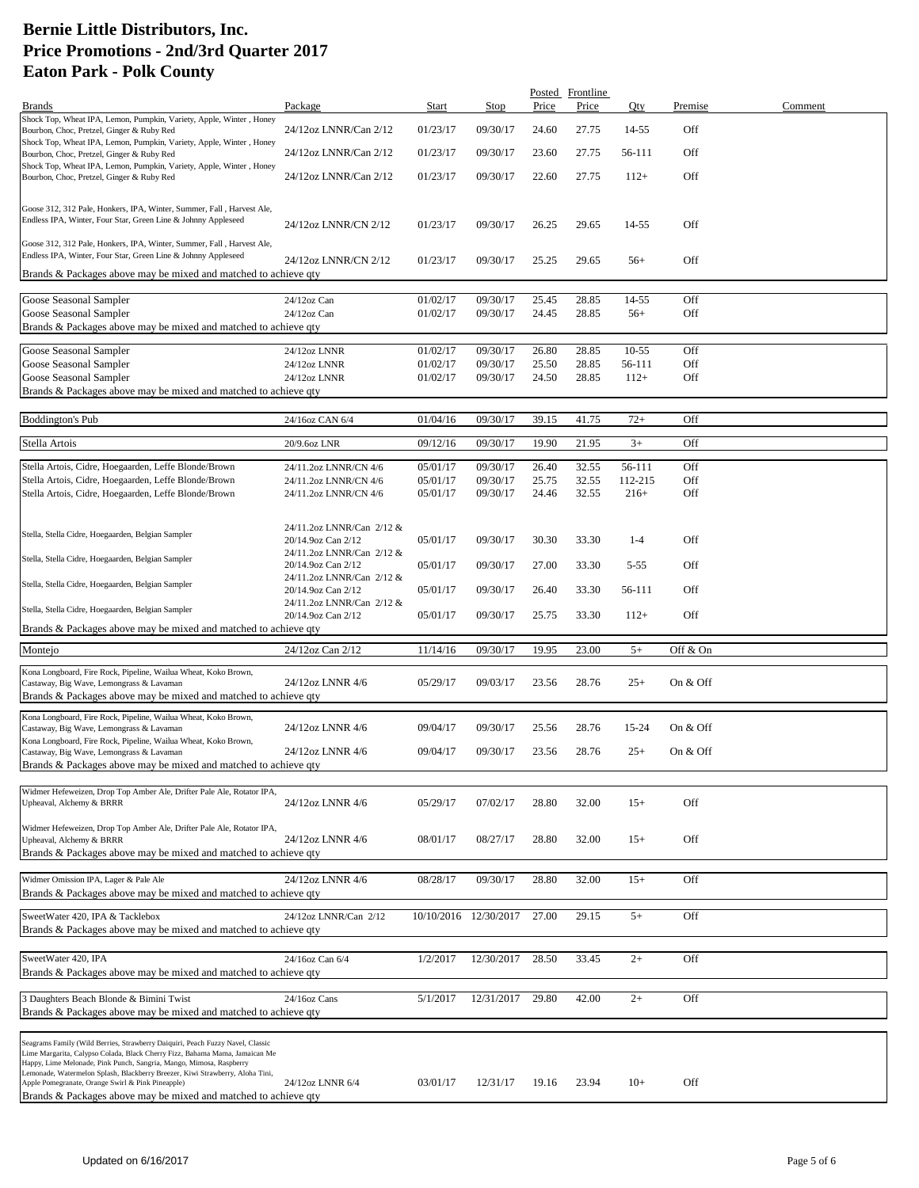# Bernie Little Distributors, Inc.
# Price Promotions - 2nd/3rd Quarter 2017
# Eaton Park - Polk County

| Brands | Package | Start | Stop | Posted Price | Frontline Price | Qty | Premise | Comment |
|---|---|---|---|---|---|---|---|---|
| Shock Top, Wheat IPA, Lemon, Pumpkin, Variety, Apple, Winter , Honey Bourbon, Choc, Pretzel, Ginger & Ruby Red | 24/12oz LNNR/Can 2/12 | 01/23/17 | 09/30/17 | 24.60 | 27.75 | 14-55 | Off | |
| Shock Top, Wheat IPA, Lemon, Pumpkin, Variety, Apple, Winter , Honey Bourbon, Choc, Pretzel, Ginger & Ruby Red | 24/12oz LNNR/Can 2/12 | 01/23/17 | 09/30/17 | 23.60 | 27.75 | 56-111 | Off | |
| Shock Top, Wheat IPA, Lemon, Pumpkin, Variety, Apple, Winter , Honey Bourbon, Choc, Pretzel, Ginger & Ruby Red | 24/12oz LNNR/Can 2/12 | 01/23/17 | 09/30/17 | 22.60 | 27.75 | 112+ | Off | |
| Goose 312, 312 Pale, Honkers, IPA, Winter, Summer, Fall , Harvest Ale, Endless IPA, Winter, Four Star, Green Line & Johnny Appleseed | 24/12oz LNNR/CN 2/12 | 01/23/17 | 09/30/17 | 26.25 | 29.65 | 14-55 | Off | |
| Goose 312, 312 Pale, Honkers, IPA, Winter, Summer, Fall , Harvest Ale, Endless IPA, Winter, Four Star, Green Line & Johnny Appleseed | 24/12oz LNNR/CN 2/12 | 01/23/17 | 09/30/17 | 25.25 | 29.65 | 56+ | Off | |
| Brands & Packages above may be mixed and matched to achieve qty | | | | | | | | |
| Goose Seasonal Sampler | 24/12oz Can | 01/02/17 | 09/30/17 | 25.45 | 28.85 | 14-55 | Off | |
| Goose Seasonal Sampler | 24/12oz Can | 01/02/17 | 09/30/17 | 24.45 | 28.85 | 56+ | Off | |
| Brands & Packages above may be mixed and matched to achieve qty | | | | | | | | |
| Goose Seasonal Sampler | 24/12oz LNNR | 01/02/17 | 09/30/17 | 26.80 | 28.85 | 10-55 | Off | |
| Goose Seasonal Sampler | 24/12oz LNNR | 01/02/17 | 09/30/17 | 25.50 | 28.85 | 56-111 | Off | |
| Goose Seasonal Sampler | 24/12oz LNNR | 01/02/17 | 09/30/17 | 24.50 | 28.85 | 112+ | Off | |
| Brands & Packages above may be mixed and matched to achieve qty | | | | | | | | |
| Boddington's Pub | 24/16oz CAN 6/4 | 01/04/16 | 09/30/17 | 39.15 | 41.75 | 72+ | Off | |
| Stella Artois | 20/9.6oz LNR | 09/12/16 | 09/30/17 | 19.90 | 21.95 | 3+ | Off | |
| Stella Artois, Cidre, Hoegaarden, Leffe Blonde/Brown | 24/11.2oz LNNR/CN 4/6 | 05/01/17 | 09/30/17 | 26.40 | 32.55 | 56-111 | Off | |
| Stella Artois, Cidre, Hoegaarden, Leffe Blonde/Brown | 24/11.2oz LNNR/CN 4/6 | 05/01/17 | 09/30/17 | 25.75 | 32.55 | 112-215 | Off | |
| Stella Artois, Cidre, Hoegaarden, Leffe Blonde/Brown | 24/11.2oz LNNR/CN 4/6 | 05/01/17 | 09/30/17 | 24.46 | 32.55 | 216+ | Off | |
| Stella, Stella Cidre, Hoegaarden, Belgian Sampler | 24/11.2oz LNNR/Can 2/12 & 20/14.9oz Can 2/12 | 05/01/17 | 09/30/17 | 30.30 | 33.30 | 1-4 | Off | |
| Stella, Stella Cidre, Hoegaarden, Belgian Sampler | 24/11.2oz LNNR/Can 2/12 & 20/14.9oz Can 2/12 | 05/01/17 | 09/30/17 | 27.00 | 33.30 | 5-55 | Off | |
| Stella, Stella Cidre, Hoegaarden, Belgian Sampler | 24/11.2oz LNNR/Can 2/12 & 20/14.9oz Can 2/12 | 05/01/17 | 09/30/17 | 26.40 | 33.30 | 56-111 | Off | |
| Stella, Stella Cidre, Hoegaarden, Belgian Sampler | 24/11.2oz LNNR/Can 2/12 & 20/14.9oz Can 2/12 | 05/01/17 | 09/30/17 | 25.75 | 33.30 | 112+ | Off | |
| Brands & Packages above may be mixed and matched to achieve qty | | | | | | | | |
| Montejo | 24/12oz Can 2/12 | 11/14/16 | 09/30/17 | 19.95 | 23.00 | 5+ | Off & On | |
| Kona Longboard, Fire Rock, Pipeline, Wailua Wheat, Koko Brown, Castaway, Big Wave, Lemongrass & Lavaman | 24/12oz LNNR 4/6 | 05/29/17 | 09/03/17 | 23.56 | 28.76 | 25+ | On & Off | |
| Brands & Packages above may be mixed and matched to achieve qty | | | | | | | | |
| Kona Longboard, Fire Rock, Pipeline, Wailua Wheat, Koko Brown, Castaway, Big Wave, Lemongrass & Lavaman | 24/12oz LNNR 4/6 | 09/04/17 | 09/30/17 | 25.56 | 28.76 | 15-24 | On & Off | |
| Kona Longboard, Fire Rock, Pipeline, Wailua Wheat, Koko Brown, Castaway, Big Wave, Lemongrass & Lavaman | 24/12oz LNNR 4/6 | 09/04/17 | 09/30/17 | 23.56 | 28.76 | 25+ | On & Off | |
| Brands & Packages above may be mixed and matched to achieve qty | | | | | | | | |
| Widmer Hefeweizen, Drop Top Amber Ale, Drifter Pale Ale, Rotator IPA, Upheaval, Alchemy & BRRR | 24/12oz LNNR 4/6 | 05/29/17 | 07/02/17 | 28.80 | 32.00 | 15+ | Off | |
| Widmer Hefeweizen, Drop Top Amber Ale, Drifter Pale Ale, Rotator IPA, Upheaval, Alchemy & BRRR | 24/12oz LNNR 4/6 | 08/01/17 | 08/27/17 | 28.80 | 32.00 | 15+ | Off | |
| Brands & Packages above may be mixed and matched to achieve qty | | | | | | | | |
| Widmer Omission IPA, Lager & Pale Ale | 24/12oz LNNR 4/6 | 08/28/17 | 09/30/17 | 28.80 | 32.00 | 15+ | Off | |
| Brands & Packages above may be mixed and matched to achieve qty | | | | | | | | |
| SweetWater 420, IPA & Tacklebox | 24/12oz LNNR/Can 2/12 | 10/10/2016 | 12/30/2017 | 27.00 | 29.15 | 5+ | Off | |
| Brands & Packages above may be mixed and matched to achieve qty | | | | | | | | |
| SweetWater 420, IPA | 24/16oz Can 6/4 | 1/2/2017 | 12/30/2017 | 28.50 | 33.45 | 2+ | Off | |
| Brands & Packages above may be mixed and matched to achieve qty | | | | | | | | |
| 3 Daughters Beach Blonde & Bimini Twist | 24/16oz Cans | 5/1/2017 | 12/31/2017 | 29.80 | 42.00 | 2+ | Off | |
| Brands & Packages above may be mixed and matched to achieve qty | | | | | | | | |
| Seagrams Family (Wild Berries, Strawberry Daiquiri, Peach Fuzzy Navel, Classic Lime Margarita, Calypso Colada, Black Cherry Fizz, Bahama Mama, Jamaican Me Happy, Lime Melonade, Pink Punch, Sangria, Mango, Mimosa, Raspberry Lemonade, Watermelon Splash, Blackberry Breezer, Kiwi Strawberry, Aloha Tini, Apple Pomegranate, Orange Swirl & Pink Pineapple) | 24/12oz LNNR 6/4 | 03/01/17 | 12/31/17 | 19.16 | 23.94 | 10+ | Off | |
| Brands & Packages above may be mixed and matched to achieve qty | | | | | | | | |

Updated on 6/16/2017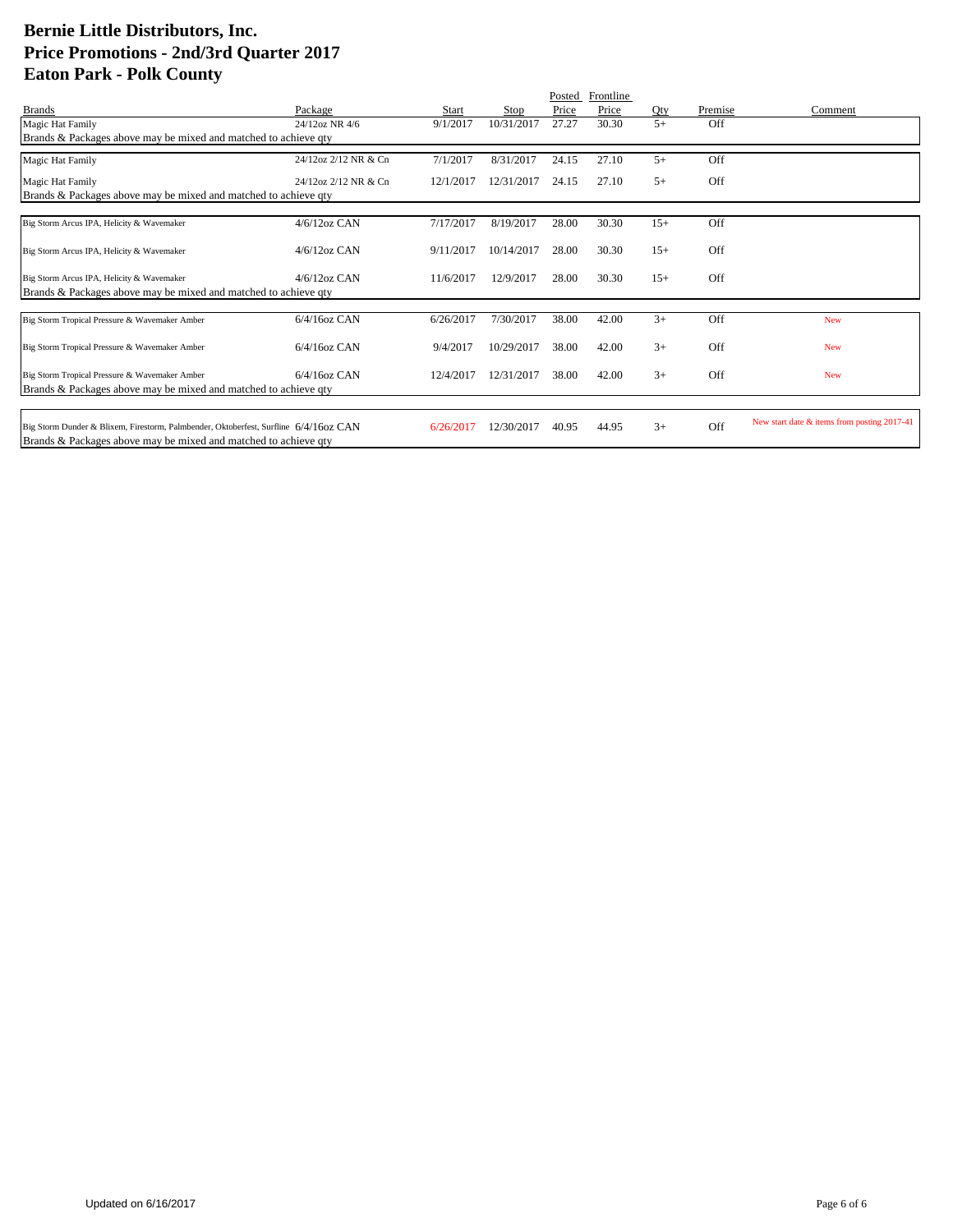# Bernie Little Distributors, Inc.
# Price Promotions - 2nd/3rd Quarter 2017
# Eaton Park - Polk County

| Brands | Package | Start | Stop | Posted Price | Frontline Price | Qty | Premise | Comment |
|---|---|---|---|---|---|---|---|---|
| Magic Hat Family | 24/12oz NR 4/6 | 9/1/2017 | 10/31/2017 | 27.27 | 30.30 | 5+ | Off | |
| Brands & Packages above may be mixed and matched to achieve qty | | | | | | | | |
| Magic Hat Family | 24/12oz 2/12 NR & Cn | 7/1/2017 | 8/31/2017 | 24.15 | 27.10 | 5+ | Off | |
| Magic Hat Family | 24/12oz 2/12 NR & Cn | 12/1/2017 | 12/31/2017 | 24.15 | 27.10 | 5+ | Off | |
| Brands & Packages above may be mixed and matched to achieve qty | | | | | | | | |
| Big Storm Arcus IPA, Helicity & Wavemaker | 4/6/12oz CAN | 7/17/2017 | 8/19/2017 | 28.00 | 30.30 | 15+ | Off | |
| Big Storm Arcus IPA, Helicity & Wavemaker | 4/6/12oz CAN | 9/11/2017 | 10/14/2017 | 28.00 | 30.30 | 15+ | Off | |
| Big Storm Arcus IPA, Helicity & Wavemaker | 4/6/12oz CAN | 11/6/2017 | 12/9/2017 | 28.00 | 30.30 | 15+ | Off | |
| Brands & Packages above may be mixed and matched to achieve qty | | | | | | | | |
| Big Storm Tropical Pressure & Wavemaker Amber | 6/4/16oz CAN | 6/26/2017 | 7/30/2017 | 38.00 | 42.00 | 3+ | Off | New |
| Big Storm Tropical Pressure & Wavemaker Amber | 6/4/16oz CAN | 9/4/2017 | 10/29/2017 | 38.00 | 42.00 | 3+ | Off | New |
| Big Storm Tropical Pressure & Wavemaker Amber | 6/4/16oz CAN | 12/4/2017 | 12/31/2017 | 38.00 | 42.00 | 3+ | Off | New |
| Brands & Packages above may be mixed and matched to achieve qty | | | | | | | | |
| Big Storm Dunder & Blixem, Firestorm, Palmbender, Oktoberfest, Surfline | 6/4/16oz CAN | 6/26/2017 | 12/30/2017 | 40.95 | 44.95 | 3+ | Off | New start date & items from posting 2017-41 |
| Brands & Packages above may be mixed and matched to achieve qty | | | | | | | | |

Updated on 6/16/2017